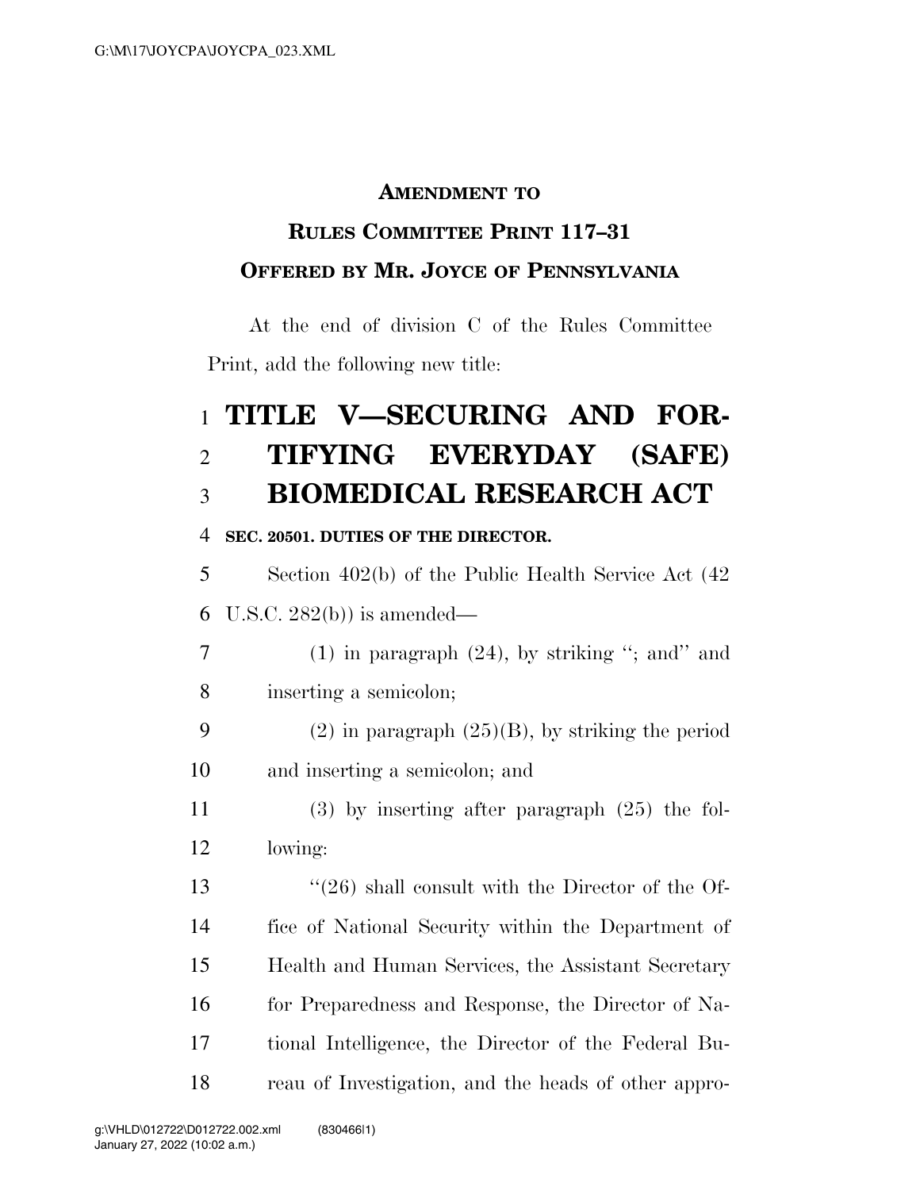**AMENDMENT TO**

**RULES COMMITTEE PRINT 117–31**

**OFFERED BY MR. JOYCE OF PENNSYLVANIA**

At the end of division C of the Rules Committee Print, add the following new title:

# TITLE V—SECURING AND FORTIFYING EVERYDAY (SAFE) BIOMEDICAL RESEARCH ACT

**SEC. 20501. DUTIES OF THE DIRECTOR.**

Section 402(b) of the Public Health Service Act (42 U.S.C. 282(b)) is amended—

(1) in paragraph (24), by striking "; and" and inserting a semicolon;

(2) in paragraph (25)(B), by striking the period and inserting a semicolon; and

(3) by inserting after paragraph (25) the following:

"(26) shall consult with the Director of the Office of National Security within the Department of Health and Human Services, the Assistant Secretary for Preparedness and Response, the Director of National Intelligence, the Director of the Federal Bureau of Investigation, and the heads of other appro-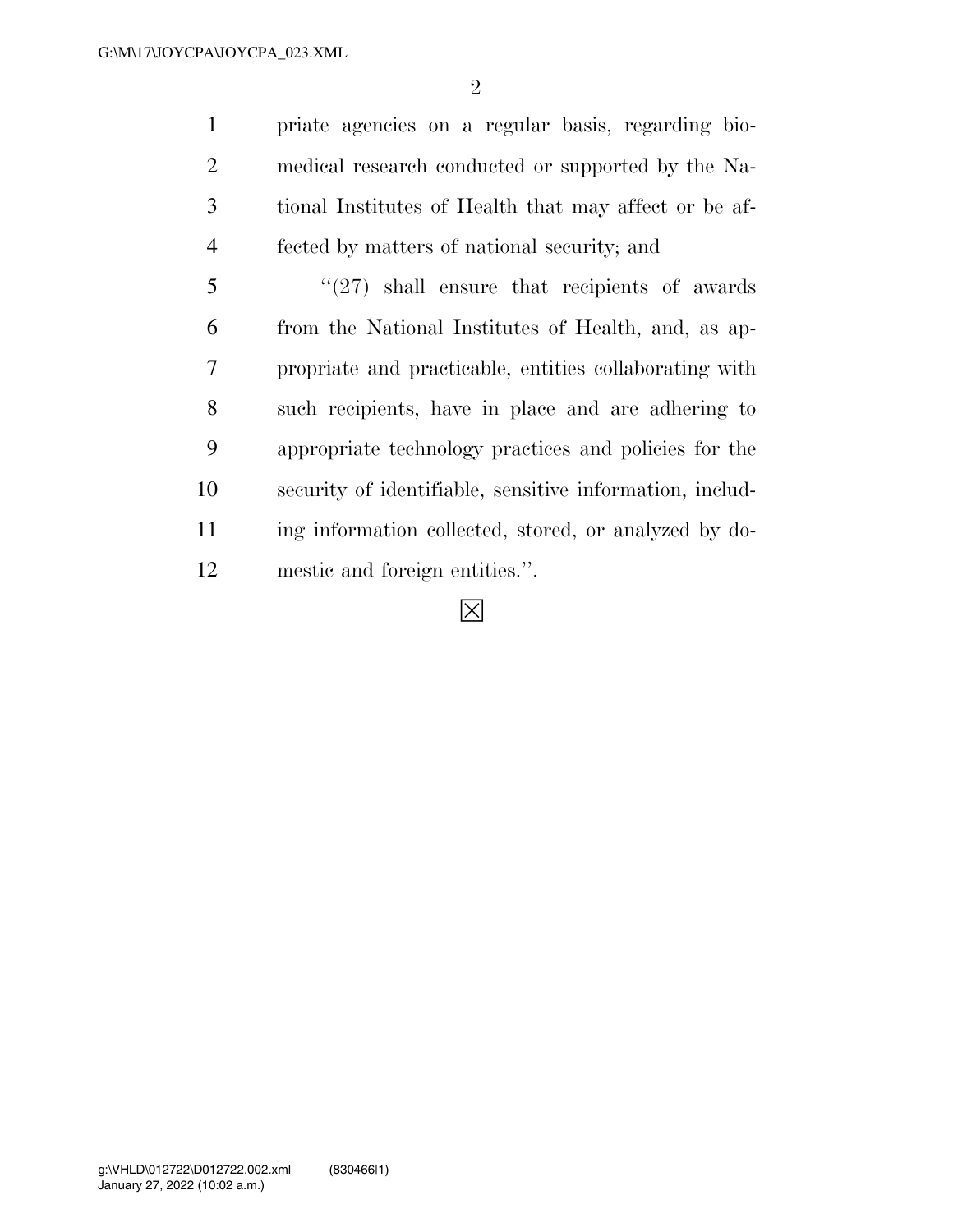priate agencies on a regular basis, regarding biomedical research conducted or supported by the National Institutes of Health that may affect or be affected by matters of national security; and

"(27) shall ensure that recipients of awards from the National Institutes of Health, and, as appropriate and practicable, entities collaborating with such recipients, have in place and are adhering to appropriate technology practices and policies for the security of identifiable, sensitive information, including information collected, stored, or analyzed by domestic and foreign entities.".